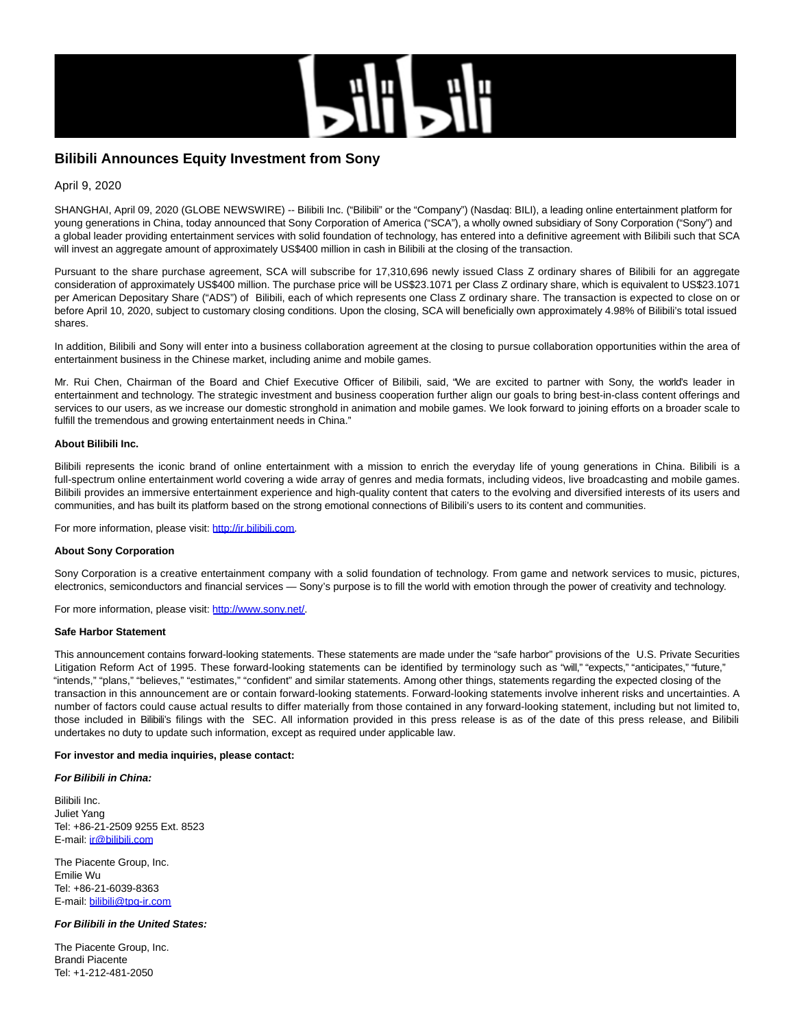# Bilibili Announces Equity Investment from Sony

April 9, 2020

SHANGHAI, April 09, 2020 (GLOBE NEWSWIRE) -- Bilibili Inc. ("Bilibili" or the "Company") (Nasdaq: BILI), a leading online entertainment platform for young generations in China, today announced that Sony Corporation of America ("SCA"), a wholly owned subsidiary of Sony Corporation ("Sony") and a global leader providing entertainment services with solid foundation of technology, has entered into a definitive agreement with Bilibili such that SCA will invest an aggregate amount of approximately US$400 million in cash in Bilibili at the closing of the transaction.

Pursuant to the share purchase agreement, SCA will subscribe for 17,310,696 newly issued Class Z ordinary shares of Bilibili for an aggregate consideration of approximately US$400 million. The purchase price will be US$23.1071 per Class Z ordinary share, which is equivalent to US$23.1071 per American Depositary Share ("ADS") of Bilibili, each of which represents one Class Z ordinary share. The transaction is expected to close on or before April 10, 2020, subject to customary closing conditions. Upon the closing, SCA will beneficially own approximately 4.98% of Bilibili's total issued shares.

In addition, Bilibili and Sony will enter into a business collaboration agreement at the closing to pursue collaboration opportunities within the area of entertainment business in the Chinese market, including anime and mobile games.

Mr. Rui Chen, Chairman of the Board and Chief Executive Officer of Bilibili, said, "We are excited to partner with Sony, the world's leader in entertainment and technology. The strategic investment and business cooperation further align our goals to bring best-in-class content offerings and services to our users, as we increase our domestic stronghold in animation and mobile games. We look forward to joining efforts on a broader scale to fulfill the tremendous and growing entertainment needs in China."

**About Bilibili Inc.**

Bilibili represents the iconic brand of online entertainment with a mission to enrich the everyday life of young generations in China. Bilibili is a full-spectrum online entertainment world covering a wide array of genres and media formats, including videos, live broadcasting and mobile games. Bilibili provides an immersive entertainment experience and high-quality content that caters to the evolving and diversified interests of its users and communities, and has built its platform based on the strong emotional connections of Bilibili's users to its content and communities.

For more information, please visit: http://ir.bilibili.com.

**About Sony Corporation**

Sony Corporation is a creative entertainment company with a solid foundation of technology. From game and network services to music, pictures, electronics, semiconductors and financial services — Sony's purpose is to fill the world with emotion through the power of creativity and technology.

For more information, please visit: http://www.sony.net/.

**Safe Harbor Statement**

This announcement contains forward-looking statements. These statements are made under the "safe harbor" provisions of the U.S. Private Securities Litigation Reform Act of 1995. These forward-looking statements can be identified by terminology such as "will," "expects," "anticipates," "future," "intends," "plans," "believes," "estimates," "confident" and similar statements. Among other things, statements regarding the expected closing of the transaction in this announcement are or contain forward-looking statements. Forward-looking statements involve inherent risks and uncertainties. A number of factors could cause actual results to differ materially from those contained in any forward-looking statement, including but not limited to, those included in Bilibili's filings with the SEC. All information provided in this press release is as of the date of this press release, and Bilibili undertakes no duty to update such information, except as required under applicable law.

**For investor and media inquiries, please contact:**

***For Bilibili in China:***

Bilibili Inc.
Juliet Yang
Tel: +86-21-2509 9255 Ext. 8523
E-mail: ir@bilibili.com

The Piacente Group, Inc.
Emilie Wu
Tel: +86-21-6039-8363
E-mail: bilibili@tpg-ir.com

***For Bilibili in the United States:***

The Piacente Group, Inc.
Brandi Piacente
Tel: +1-212-481-2050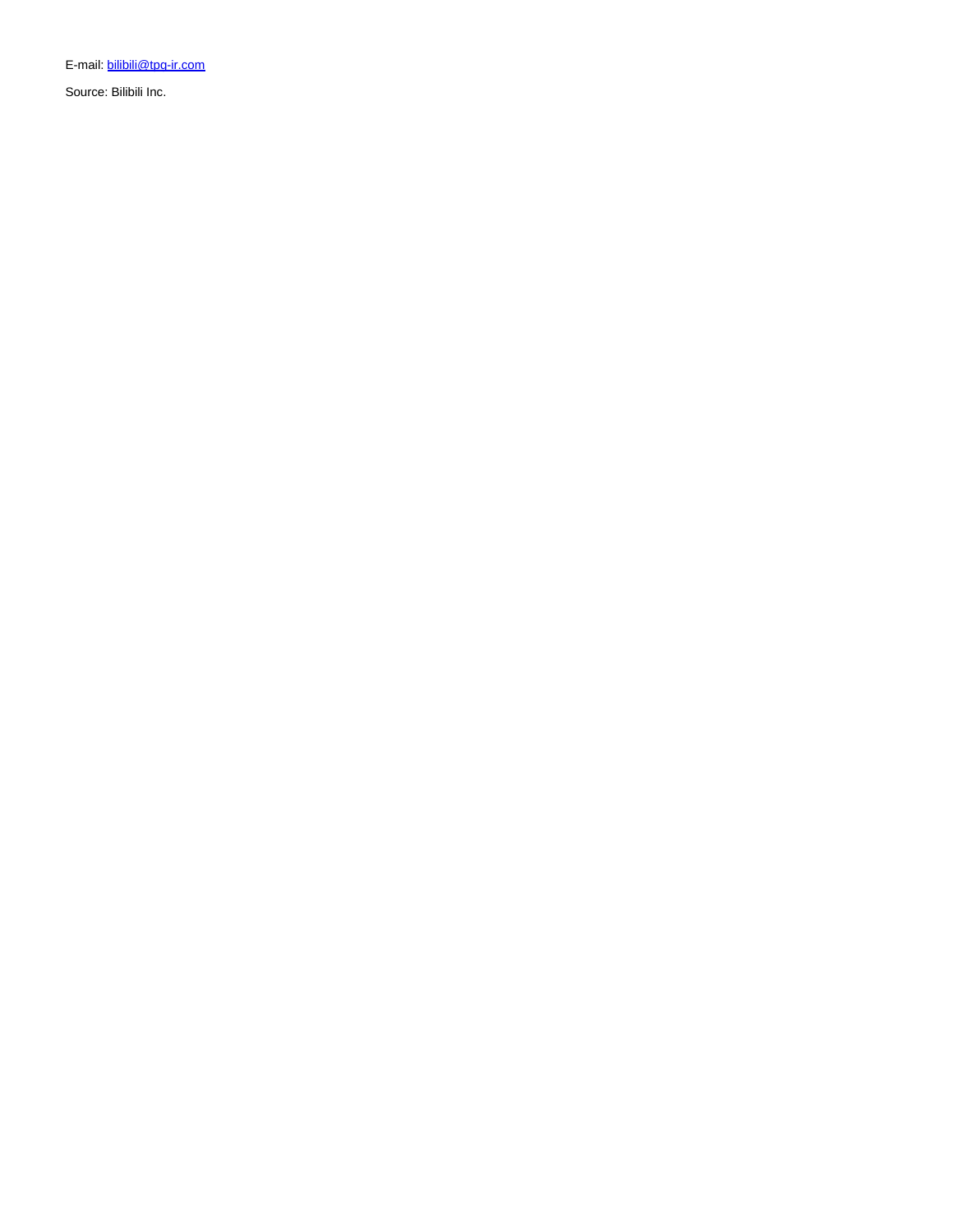E-mail: bilibili@tpg-ir.com

Source: Bilibili Inc.